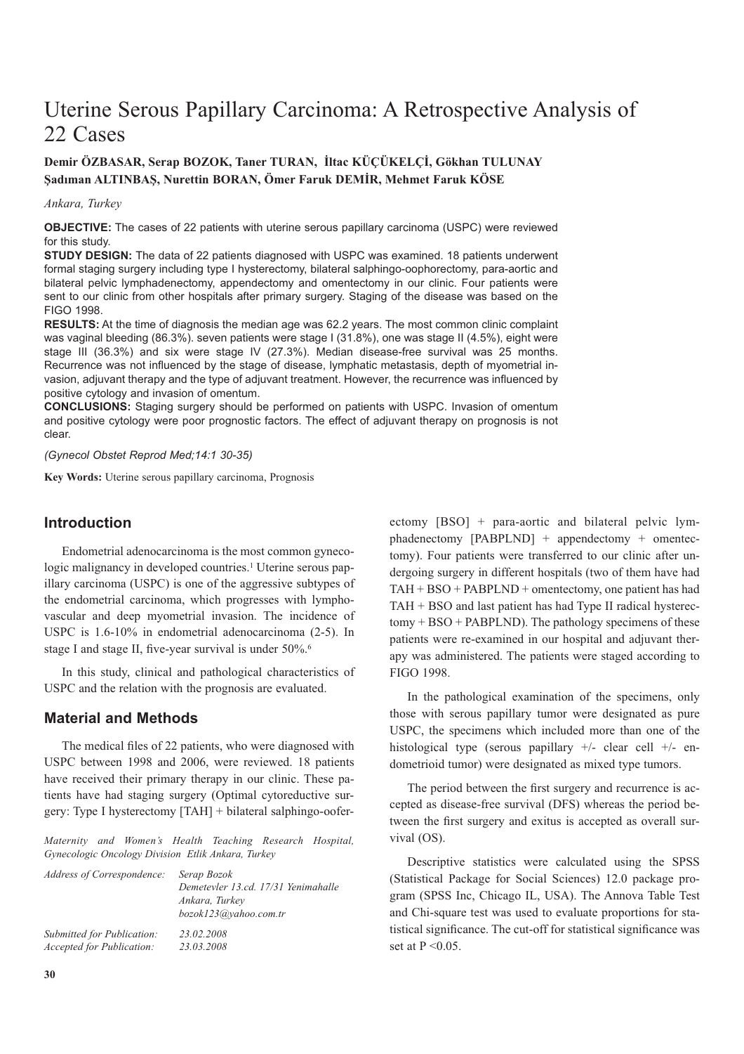# Uterine Serous Papillary Carcinoma: A Retrospective Analysis of 22 Cases

**Demir ÖZBASAR, Serap BOZOK, Taner TURAN, İltac KÜÇÜKELÇİ, Gökhan TULUNAY Şadıman ALTINBAŞ, Nurettin BORAN, Ömer Faruk DEMİR, Mehmet Faruk KÖSE**

*Ankara, Turkey*

**OBJECTIVE:** The cases of 22 patients with uterine serous papillary carcinoma (USPC) were reviewed for this study.

**STUDY DESIGN:** The data of 22 patients diagnosed with USPC was examined. 18 patients underwent formal staging surgery including type I hysterectomy, bilateral salphingo-oophorectomy, para-aortic and bilateral pelvic lymphadenectomy, appendectomy and omentectomy in our clinic. Four patients were sent to our clinic from other hospitals after primary surgery. Staging of the disease was based on the FIGO 1998.

**RESULTS:** At the time of diagnosis the median age was 62.2 years. The most common clinic complaint was vaginal bleeding (86.3%). seven patients were stage I (31.8%), one was stage II (4.5%), eight were stage III (36.3%) and six were stage IV (27.3%). Median disease-free survival was 25 months. Recurrence was not influenced by the stage of disease, lymphatic metastasis, depth of myometrial invasion, adjuvant therapy and the type of adjuvant treatment. However, the recurrence was influenced by positive cytology and invasion of omentum.

**CONCLUSIONS:** Staging surgery should be performed on patients with USPC. Invasion of omentum and positive cytology were poor prognostic factors. The effect of adjuvant therapy on prognosis is not clear.

*(Gynecol Obstet Reprod Med;14:1 30-35)*

**Key Words:** Uterine serous papillary carcinoma, Prognosis

## Introduction

Endometrial adenocarcinoma is the most common gynecologic malignancy in developed countries.[1] Uterine serous papillary carcinoma (USPC) is one of the aggressive subtypes of the endometrial carcinoma, which progresses with lymphovascular and deep myometrial invasion. The incidence of USPC is 1.6-10% in endometrial adenocarcinoma (2-5). In stage I and stage II, five-year survival is under 50%.[6]

In this study, clinical and pathological characteristics of USPC and the relation with the prognosis are evaluated.

## Material and Methods

The medical files of 22 patients, who were diagnosed with USPC between 1998 and 2006, were reviewed. 18 patients have received their primary therapy in our clinic. These patients have had staging surgery (Optimal cytoreductive surgery: Type I hysterectomy [TAH] + bilateral salphingo-oofer-ectomy [BSO] + para-aortic and bilateral pelvic lymphadenectomy [PABPLND] + appendectomy + omentectomy). Four patients were transferred to our clinic after undergoing surgery in different hospitals (two of them have had TAH + BSO + PABPLND + omentectomy, one patient has had TAH + BSO and last patient has had Type II radical hysterectomy + BSO + PABPLND). The pathology specimens of these patients were re-examined in our hospital and adjuvant therapy was administered. The patients were staged according to FIGO 1998.

In the pathological examination of the specimens, only those with serous papillary tumor were designated as pure USPC, the specimens which included more than one of the histological type (serous papillary +/- clear cell +/- endometrioid tumor) were designated as mixed type tumors.

The period between the first surgery and recurrence is accepted as disease-free survival (DFS) whereas the period between the first surgery and exitus is accepted as overall survival (OS).

Descriptive statistics were calculated using the SPSS (Statistical Package for Social Sciences) 12.0 package program (SPSS Inc, Chicago IL, USA). The Annova Table Test and Chi-square test was used to evaluate proportions for statistical significance. The cut-off for statistical significance was set at $P < 0.05$.

*Maternity and Women's Health Teaching Research Hospital, Gynecologic Oncology Division Etlik Ankara, Turkey*

*Address of Correspondence:* Serap Bozok, Demetevler 13.cd. 17/31 Yenimahalle, Ankara, Turkey, bozok123@yahoo.com.tr

*Submitted for Publication:* 23.02.2008
*Accepted for Publication:* 23.03.2008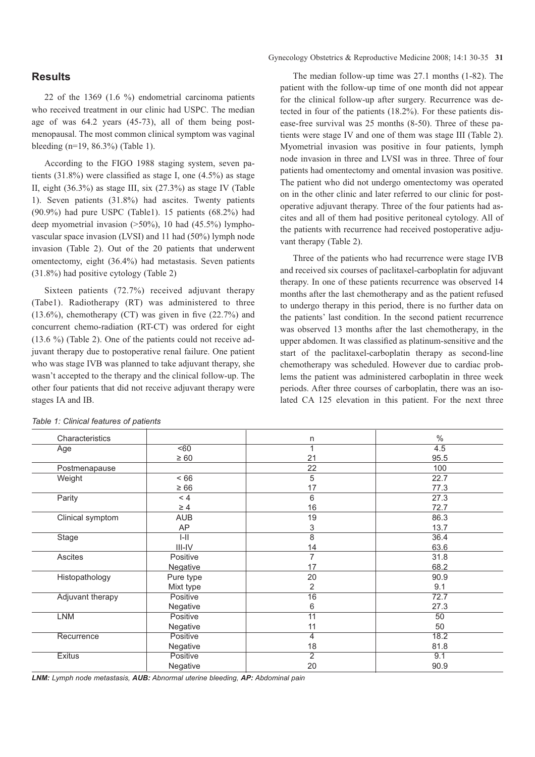## Results

22 of the 1369 (1.6 %) endometrial carcinoma patients who received treatment in our clinic had USPC. The median age of was 64.2 years (45-73), all of them being postmenopausal. The most common clinical symptom was vaginal bleeding (n=19, 86.3%) (Table 1).

According to the FIGO 1988 staging system, seven patients (31.8%) were classified as stage I, one (4.5%) as stage II, eight (36.3%) as stage III, six (27.3%) as stage IV (Table 1). Seven patients (31.8%) had ascites. Twenty patients (90.9%) had pure USPC (Table1). 15 patients (68.2%) had deep myometrial invasion (>50%), 10 had (45.5%) lymphovascular space invasion (LVSI) and 11 had (50%) lymph node invasion (Table 2). Out of the 20 patients that underwent omentectomy, eight (36.4%) had metastasis. Seven patients (31.8%) had positive cytology (Table 2)

Sixteen patients (72.7%) received adjuvant therapy (Tabe1). Radiotherapy (RT) was administered to three (13.6%), chemotherapy (CT) was given in five (22.7%) and concurrent chemo-radiation (RT-CT) was ordered for eight (13.6 %) (Table 2). One of the patients could not receive adjuvant therapy due to postoperative renal failure. One patient who was stage IVB was planned to take adjuvant therapy, she wasn't accepted to the therapy and the clinical follow-up. The other four patients that did not receive adjuvant therapy were stages IA and IB.

The median follow-up time was 27.1 months (1-82). The patient with the follow-up time of one month did not appear for the clinical follow-up after surgery. Recurrence was detected in four of the patients (18.2%). For these patients disease-free survival was 25 months (8-50). Three of these patients were stage IV and one of them was stage III (Table 2). Myometrial invasion was positive in four patients, lymph node invasion in three and LVSI was in three. Three of four patients had omentectomy and omental invasion was positive. The patient who did not undergo omentectomy was operated on in the other clinic and later referred to our clinic for postoperative adjuvant therapy. Three of the four patients had ascites and all of them had positive peritoneal cytology. All of the patients with recurrence had received postoperative adjuvant therapy (Table 2).

Three of the patients who had recurrence were stage IVB and received six courses of paclitaxel-carboplatin for adjuvant therapy. In one of these patients recurrence was observed 14 months after the last chemotherapy and as the patient refused to undergo therapy in this period, there is no further data on the patients' last condition. In the second patient recurrence was observed 13 months after the last chemotherapy, in the upper abdomen. It was classified as platinum-sensitive and the start of the paclitaxel-carboplatin therapy as second-line chemotherapy was scheduled. However due to cardiac problems the patient was administered carboplatin in three week periods. After three courses of carboplatin, there was an isolated CA 125 elevation in this patient. For the next three

*Table 1: Clinical features of patients*

| Characteristics | | n | % |
|---|---|---|---|
| Age | <60 | 1 | 4.5 |
| | ≥ 60 | 21 | 95.5 |
| Postmenapause | | 22 | 100 |
| Weight | < 66 | 5 | 22.7 |
| | ≥ 66 | 17 | 77.3 |
| Parity | < 4 | 6 | 27.3 |
| | ≥ 4 | 16 | 72.7 |
| Clinical symptom | AUB | 19 | 86.3 |
| | AP | 3 | 13.7 |
| Stage | I-II | 8 | 36.4 |
| | III-IV | 14 | 63.6 |
| Ascites | Positive | 7 | 31.8 |
| | Negative | 17 | 68.2 |
| Histopathology | Pure type | 20 | 90.9 |
| | Mixt type | 2 | 9.1 |
| Adjuvant therapy | Positive | 16 | 72.7 |
| | Negative | 6 | 27.3 |
| LNM | Positive | 11 | 50 |
| | Negative | 11 | 50 |
| Recurrence | Positive | 4 | 18.2 |
| | Negative | 18 | 81.8 |
| Exitus | Positive | 2 | 9.1 |
| | Negative | 20 | 90.9 |

***LNM:** Lymph node metastasis, **AUB:** Abnormal uterine bleeding, **AP:** Abdominal pain*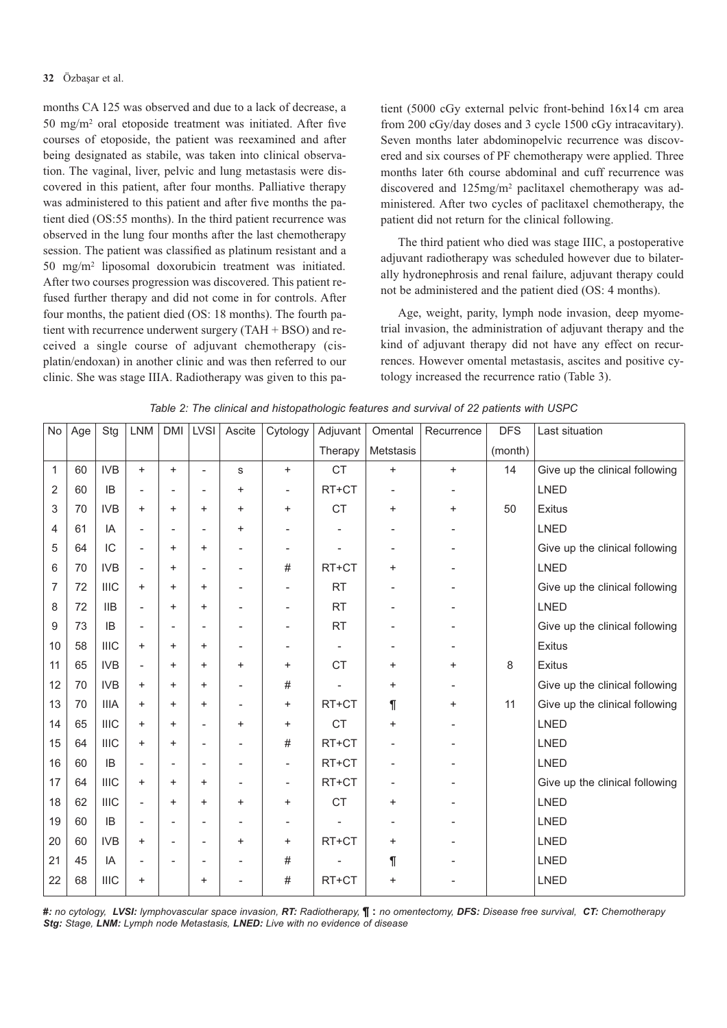months CA 125 was observed and due to a lack of decrease, a 50 mg/m$^2$ oral etoposide treatment was initiated. After five courses of etoposide, the patient was reexamined and after being designated as stabile, was taken into clinical observation. The vaginal, liver, pelvic and lung metastasis were discovered in this patient, after four months. Palliative therapy was administered to this patient and after five months the patient died (OS:55 months). In the third patient recurrence was observed in the lung four months after the last chemotherapy session. The patient was classified as platinum resistant and a 50 mg/m$^2$ liposomal doxorubicin treatment was initiated. After two courses progression was discovered. This patient refused further therapy and did not come in for controls. After four months, the patient died (OS: 18 months). The fourth patient with recurrence underwent surgery (TAH + BSO) and received a single course of adjuvant chemotherapy (cisplatin/endoxan) in another clinic and was then referred to our clinic. She was stage IIIA. Radiotherapy was given to this patient (5000 cGy external pelvic front-behind 16x14 cm area from 200 cGy/day doses and 3 cycle 1500 cGy intracavitary). Seven months later abdominopelvic recurrence was discovered and six courses of PF chemotherapy were applied. Three months later 6th course abdominal and cuff recurrence was discovered and 125mg/m$^2$ paclitaxel chemotherapy was administered. After two cycles of paclitaxel chemotherapy, the patient did not return for the clinical following.

The third patient who died was stage IIIC, a postoperative adjuvant radiotherapy was scheduled however due to bilaterally hydronephrosis and renal failure, adjuvant therapy could not be administered and the patient died (OS: 4 months).

Age, weight, parity, lymph node invasion, deep myometrial invasion, the administration of adjuvant therapy and the kind of adjuvant therapy did not have any effect on recurrences. However omental metastasis, ascites and positive cytology increased the recurrence ratio (Table 3).

*Table 2: The clinical and histopathologic features and survival of 22 patients with USPC*

| No | Age | Stg | LNM | DMI | LVSI | Ascite | Cytology | Adjuvant Therapy | Omental Metsastasis | Recurrence | DFS (month) | Last situation |
|---|---|---|---|---|---|---|---|---|---|---|---|---|
| 1 | 60 | IVB | + | + | - | s | + | CT | + | + | 14 | Give up the clinical following |
| 2 | 60 | IB | - | - | - | + | - | RT+CT | - | - | | LNED |
| 3 | 70 | IVB | + | + | + | + | + | CT | + | + | 50 | Exitus |
| 4 | 61 | IA | - | - | - | + | - | - | - | - | | LNED |
| 5 | 64 | IC | - | + | + | - | - | - | - | - | | Give up the clinical following |
| 6 | 70 | IVB | - | + | - | - | # | RT+CT | + | - | | LNED |
| 7 | 72 | IIIC | + | + | + | - | - | RT | - | - | | Give up the clinical following |
| 8 | 72 | IIB | - | + | + | - | - | RT | - | - | | LNED |
| 9 | 73 | IB | - | - | - | - | - | RT | - | - | | Give up the clinical following |
| 10 | 58 | IIIC | + | + | + | - | - | - | - | - | | Exitus |
| 11 | 65 | IVB | - | + | + | + | + | CT | + | + | 8 | Exitus |
| 12 | 70 | IVB | + | + | + | - | # | - | + | - | | Give up the clinical following |
| 13 | 70 | IIIA | + | + | + | - | + | RT+CT | ¶ | + | 11 | Give up the clinical following |
| 14 | 65 | IIIC | + | + | - | + | + | CT | + | - | | LNED |
| 15 | 64 | IIIC | + | + | - | - | # | RT+CT | - | - | | LNED |
| 16 | 60 | IB | - | - | - | - | - | RT+CT | - | - | | LNED |
| 17 | 64 | IIIC | + | + | + | - | - | RT+CT | - | - | | Give up the clinical following |
| 18 | 62 | IIIC | - | + | + | + | + | CT | + | - | | LNED |
| 19 | 60 | IB | - | - | - | - | - | - | - | - | | LNED |
| 20 | 60 | IVB | + | - | - | + | + | RT+CT | + | - | | LNED |
| 21 | 45 | IA | - | - | - | - | # | - | ¶ | - | | LNED |
| 22 | 68 | IIIC | + | | + | - | # | RT+CT | + | - | | LNED |

***#:** no cytology, **LVSI:** lymphovascular space invasion, **RT:** Radiotherapy, **¶ :** no omentectomy, **DFS:** Disease free survival, **CT:** Chemotherapy*
***Stg:** Stage, **LNM:** Lymph node Metastasis, **LNED:** Live with no evidence of disease*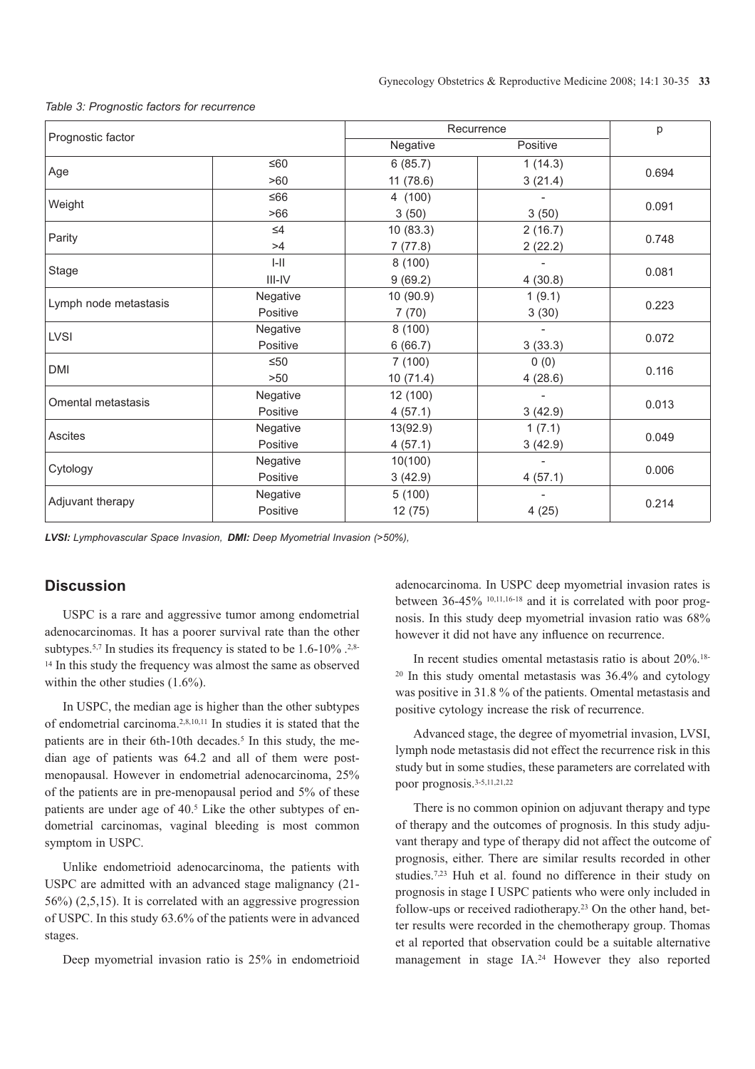*Table 3: Prognostic factors for recurrence*

| Prognostic factor | | Recurrence | | p |
|---|---|---|---|---|
| | | Negative | Positive | |
| Age | ≤60 | 6 (85.7) | 1 (14.3) | 0.694 |
| | >60 | 11 (78.6) | 3 (21.4) | |
| Weight | ≤66 | 4 (100) | - | 0.091 |
| | >66 | 3 (50) | 3 (50) | |
| Parity | ≤4 | 10 (83.3) | 2 (16.7) | 0.748 |
| | >4 | 7 (77.8) | 2 (22.2) | |
| Stage | I-II | 8 (100) | - | 0.081 |
| | III-IV | 9 (69.2) | 4 (30.8) | |
| Lymph node metastasis | Negative | 10 (90.9) | 1 (9.1) | 0.223 |
| | Positive | 7 (70) | 3 (30) | |
| LVSI | Negative | 8 (100) | - | 0.072 |
| | Positive | 6 (66.7) | 3 (33.3) | |
| DMI | ≤50 | 7 (100) | 0 (0) | 0.116 |
| | >50 | 10 (71.4) | 4 (28.6) | |
| Omental metastasis | Negative | 12 (100) | - | 0.013 |
| | Positive | 4 (57.1) | 3 (42.9) | |
| Ascites | Negative | 13(92.9) | 1 (7.1) | 0.049 |
| | Positive | 4 (57.1) | 3 (42.9) | |
| Cytology | Negative | 10(100) | - | 0.006 |
| | Positive | 3 (42.9) | 4 (57.1) | |
| Adjuvant therapy | Negative | 5 (100) | - | 0.214 |
| | Positive | 12 (75) | 4 (25) | |

***LVSI:*** *Lymphovascular Space Invasion,* ***DMI:*** *Deep Myometrial Invasion (>50%),*

## Discussion

USPC is a rare and aggressive tumor among endometrial adenocarcinomas. It has a poorer survival rate than the other subtypes.[5,7] In studies its frequency is stated to be 1.6-10% .[2,8-14] In this study the frequency was almost the same as observed within the other studies (1.6%).

In USPC, the median age is higher than the other subtypes of endometrial carcinoma.[2,8,10,11] In studies it is stated that the patients are in their 6th-10th decades.[5] In this study, the median age of patients was 64.2 and all of them were postmenopausal. However in endometrial adenocarcinoma, 25% of the patients are in pre-menopausal period and 5% of these patients are under age of 40.[5] Like the other subtypes of endometrial carcinomas, vaginal bleeding is most common symptom in USPC.

Unlike endometrioid adenocarcinoma, the patients with USPC are admitted with an advanced stage malignancy (21-56%) (2,5,15). It is correlated with an aggressive progression of USPC. In this study 63.6% of the patients were in advanced stages.

Deep myometrial invasion ratio is 25% in endometrioid adenocarcinoma. In USPC deep myometrial invasion rates is between 36-45% [10,11,16-18] and it is correlated with poor prognosis. In this study deep myometrial invasion ratio was 68% however it did not have any influence on recurrence.

In recent studies omental metastasis ratio is about 20%.[18-20] In this study omental metastasis was 36.4% and cytology was positive in 31.8 % of the patients. Omental metastasis and positive cytology increase the risk of recurrence.

Advanced stage, the degree of myometrial invasion, LVSI, lymph node metastasis did not effect the recurrence risk in this study but in some studies, these parameters are correlated with poor prognosis.[3-5,11,21,22]

There is no common opinion on adjuvant therapy and type of therapy and the outcomes of prognosis. In this study adjuvant therapy and type of therapy did not affect the outcome of prognosis, either. There are similar results recorded in other studies.[7,23] Huh et al. found no difference in their study on prognosis in stage I USPC patients who were only included in follow-ups or received radiotherapy.[23] On the other hand, better results were recorded in the chemotherapy group. Thomas et al reported that observation could be a suitable alternative management in stage IA.[24] However they also reported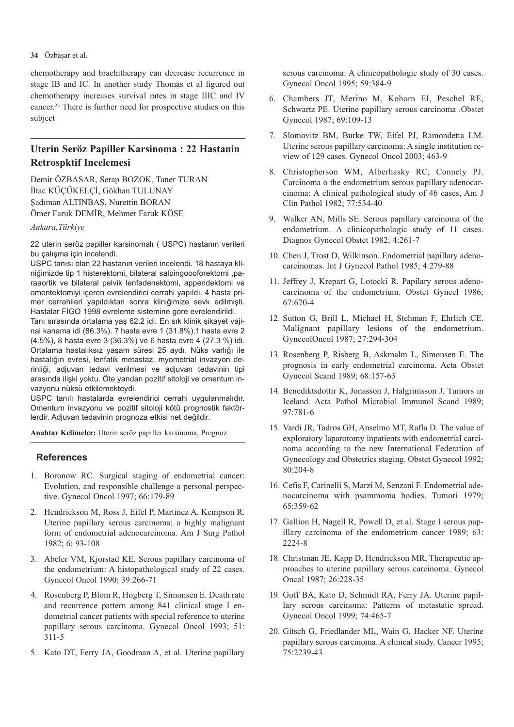chemotherapy and brachitherapy can decrease recurrence in stage IB and IC. In another study Thomas et al figured out chemotherapy increases survival rates in stage IIIC and IV cancer.[25] There is further need for prospective studies on this subject

## Uterin Seröz Papiller Karsinoma : 22 Hastanin Retrospktif Incelemesi

Demir ÖZBASAR, Serap BOZOK, Taner TURAN
İltac KÜÇÜKELÇİ, Gökhan TULUNAY
Şadıman ALTINBAŞ, Nurettin BORAN
Ömer Faruk DEMİR, Mehmet Faruk KÖSE

*Ankara,Türkiye*

22 uterin seröz papiller karsinomalı ( USPC) hastanın verileri bu çalışma için incelendi.

USPC tanısı olan 22 hastanın verileri incelendi. 18 hastaya kliniğimizde tip 1 histerektomi, bilateral salpingoooforektomi ,paraaortik ve bilateral pelvik lenfadenektomi, appendektomi ve omentektomiyi içeren evrelendirici cerrahi yapıldı. 4 hasta primer cerrahileri yapıldıktan sonra kliniğimize sevk edilmişti. Hastalar FIGO 1998 evreleme sistemine gore evrelendirildi.

Tanı sırasında ortalama yaş 62.2 idi. En sık klinik şikayet vajinal kanama idi (86.3%). 7 hasta evre 1 (31.8%),1 hasta evre 2 (4.5%), 8 hasta evre 3 (36.3%) ve 6 hasta evre 4 (27.3 %) idi. Ortalama hastalıksız yaşam süresi 25 aydı. Nüks varlığı ile hastalığın evresi, lenfatik metastaz, myometrial invazyon derinliği, adjuvan tedavi verilmesi ve adjuvan tedavinin tipi arasında ilişki yoktu. Öte yandan pozitif sitoloji ve omentum invazyonu nüksü etkilemekteydi.

USPC tanılı hastalarda evrelendirici cerrahi uygulanmalıdır. Omentum invazyonu ve pozitif sitoloji kötü prognostik faktörlerdir. Adjuvan tedavinin prognoza etkisi net değildir.

**Anahtar Kelimeler:** Uterin seröz papiller karsinoma, Prognoz

## References

1. Boronow RC. Surgical staging of endometrial cancer: Evolution, and responsible challenge a personal perspective. Gynecol Oncol 1997; 66:179-89
2. Hendrickson M, Ross J, Eifel P, Martinez A, Kempson R. Uterine papillary serous carcinoma: a highly malignant form of endometrial adenocarcinoma. Am J Surg Pathol 1982; 6: 93-108
3. Abeler VM, Kjorstad KE. Serous papillary carcinoma of the endometrium: A histopathological study of 22 cases. Gynecol Oncol 1990; 39:266-71
4. Rosenberg P, Blom R, Hogberg T, Simonsen E. Death rate and recurrence pattern among 841 clinical stage I endometrial cancer patients with special reference to uterine papillary serous carcinoma. Gynecol Oncol 1993; 51: 311-5
5. Kato DT, Ferry JA, Goodman A, et al. Uterine papillary serous carcinoma: A clinicopathologic study of 30 cases. Gynecol Oncol 1995; 59:384-9
6. Chambers JT, Merino M, Kohorn EI, Peschel RE, Schwartz PE. Uterine papillary serous carcinoma .Obstet Gynecol 1987; 69:109-13
7. Slomovitz BM, Burke TW, Eifel PJ, Ramondetta LM. Uterine serous papillary carcinoma: A single institution review of 129 cases. Gynecol Oncol 2003; 463-9
8. Christopherson WM, Alberhasky RC, Connely PJ. Carcinoma o the endometrium serous papillary adenocarcinoma: A clinical pathological study of 46 cases, Am J Clin Pathol 1982; 77:534-40
9. Walker AN, Mills SE. Serous papillary carcinoma of the endometrium. A clinicopathologic study of 11 cases. Diagnos Gynecol Obstet 1982; 4:261-7
10. Chen J, Trost D, Wilkinson. Endometrial papillary adenocarcinomas. Int J Gynecol Pathol 1985; 4:279-88
11. Jeffrey J, Krepart G, Lotocki R. Papilary serous adenocarcinoma of the endometrium. Obstet Gynecl 1986; 67:670-4
12. Sutton G, Brill L, Michael H, Stehman F, Ehrlich CE. Malignant papillary lesions of the endometrium. GynecolOncol 1987; 27:294-304
13. Rosenberg P, Risberg B, Askmalm L, Simonsen E. The prognosis in early endometrial carcinoma. Acta Obstet Gynecol Scand 1989; 68:157-63
14. Benediktsdottir K, Jonasson J, Halgrimsson J, Tumors in Iceland. Acta Pathol Microbiol Immunol Scand 1989; 97:781-6
15. Vardi JR, Tadros GH, Anselmo MT, Rafla D. The value of exploratory laparotomy inpatients with endometrial carcinoma according to the new International Federation of Gynecology and Obstetrics staging. Obstet Gynecol 1992; 80:204-8
16. Cefis F, Carinelli S, Marzi M, Senzani F. Endometrial adenocarcinoma with psammoma bodies. Tumori 1979; 65:359-62
17. Gallion H, Nagell R, Powell D, et al. Stage I serous papillary carcinoma of the endometrium cancer 1989; 63: 2224-8
18. Christman JE, Kapp D, Hendrickson MR, Therapeutic approaches to uterine papillary serous carcinoma. Gynecol Oncol 1987; 26:228-35
19. Goff BA, Kato D, Schmidt RA, Ferry JA. Uterine papillary serous carcinoma: Patterns of metastatic spread. Gynecol Oncol 1999; 74:465-7
20. Gitsch G, Friedlander ML, Wain G, Hacker NF. Uterine papillary serous carcinoma. A clinical study. Cancer 1995; 75:2239-43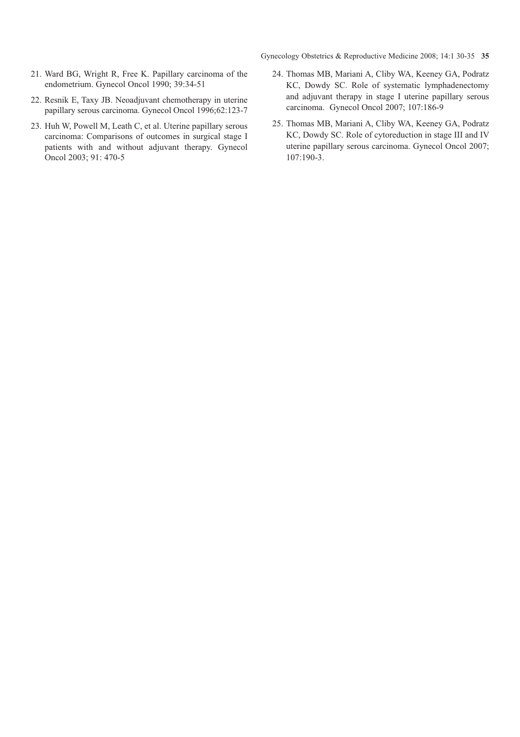21. Ward BG, Wright R, Free K. Papillary carcinoma of the endometrium. Gynecol Oncol 1990; 39:34-51

22. Resnik E, Taxy JB. Neoadjuvant chemotherapy in uterine papillary serous carcinoma. Gynecol Oncol 1996;62:123-7

23. Huh W, Powell M, Leath C, et al. Uterine papillary serous carcinoma: Comparisons of outcomes in surgical stage I patients with and without adjuvant therapy. Gynecol Oncol 2003; 91: 470-5

24. Thomas MB, Mariani A, Cliby WA, Keeney GA, Podratz KC, Dowdy SC. Role of systematic lymphadenectomy and adjuvant therapy in stage I uterine papillary serous carcinoma. Gynecol Oncol 2007; 107:186-9

25. Thomas MB, Mariani A, Cliby WA, Keeney GA, Podratz KC, Dowdy SC. Role of cytoreduction in stage III and IV uterine papillary serous carcinoma. Gynecol Oncol 2007; 107:190-3.